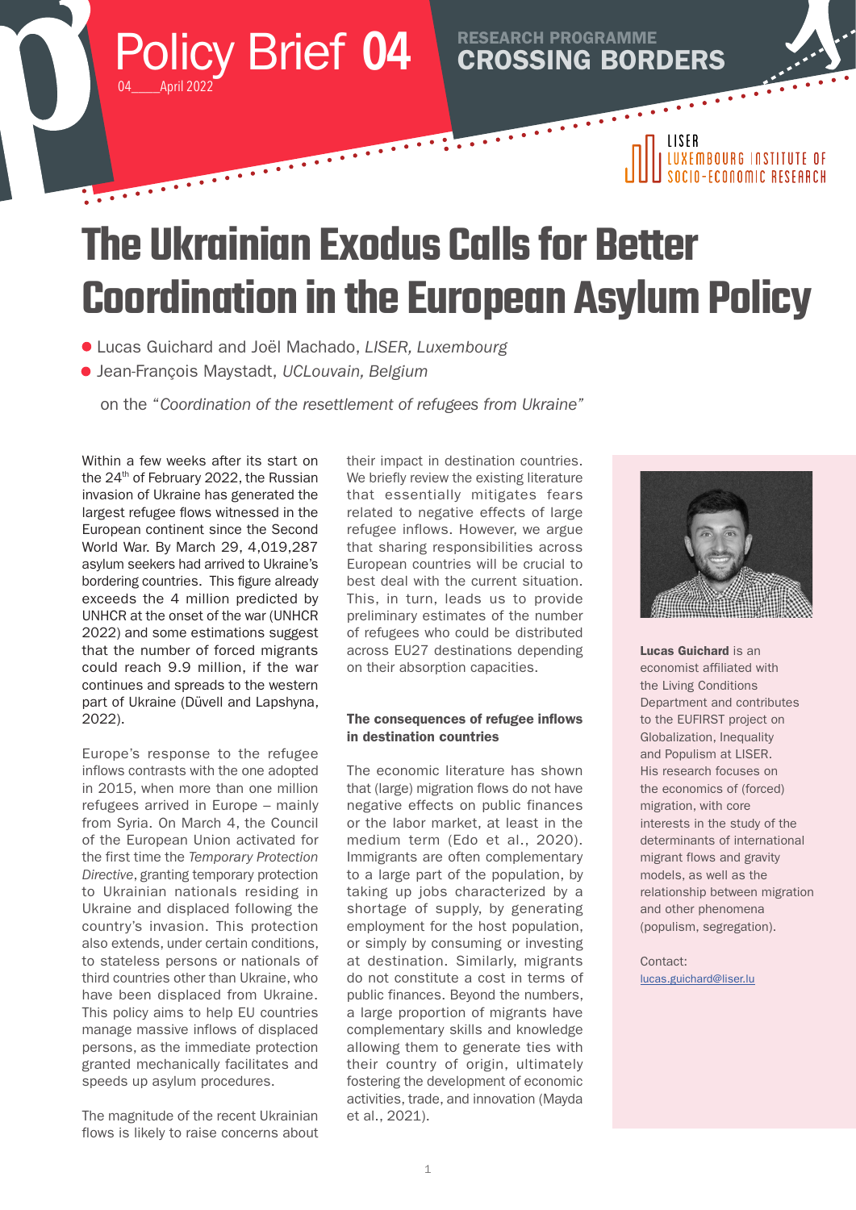Policy Brief 04

04____April 2022

RESEARCH PROGRAMME
CROSSING BORDERS

LISER
LUXEMBOURG INSTITUTE OF SOCIO-ECONOMIC RESEARCH

# The Ukrainian Exodus Calls for Better Coordination in the European Asylum Policy

- Lucas Guichard and Joël Machado, *LISER, Luxembourg*
- Jean-François Maystadt, *UCLouvain, Belgium*

on the *"Coordination of the resettlement of refugees from Ukraine"*

Within a few weeks after its start on the 24th of February 2022, the Russian invasion of Ukraine has generated the largest refugee flows witnessed in the European continent since the Second World War. By March 29, 4,019,287 asylum seekers had arrived to Ukraine's bordering countries. This figure already exceeds the 4 million predicted by UNHCR at the onset of the war (UNHCR 2022) and some estimations suggest that the number of forced migrants could reach 9.9 million, if the war continues and spreads to the western part of Ukraine (Düvell and Lapshyna, 2022).

Europe's response to the refugee inflows contrasts with the one adopted in 2015, when more than one million refugees arrived in Europe – mainly from Syria. On March 4, the Council of the European Union activated for the first time the *Temporary Protection Directive*, granting temporary protection to Ukrainian nationals residing in Ukraine and displaced following the country's invasion. This protection also extends, under certain conditions, to stateless persons or nationals of third countries other than Ukraine, who have been displaced from Ukraine. This policy aims to help EU countries manage massive inflows of displaced persons, as the immediate protection granted mechanically facilitates and speeds up asylum procedures.

The magnitude of the recent Ukrainian flows is likely to raise concerns about their impact in destination countries. We briefly review the existing literature that essentially mitigates fears related to negative effects of large refugee inflows. However, we argue that sharing responsibilities across European countries will be crucial to best deal with the current situation. This, in turn, leads us to provide preliminary estimates of the number of refugees who could be distributed across EU27 destinations depending on their absorption capacities.

### The consequences of refugee inflows in destination countries

The economic literature has shown that (large) migration flows do not have negative effects on public finances or the labor market, at least in the medium term (Edo et al., 2020). Immigrants are often complementary to a large part of the population, by taking up jobs characterized by a shortage of supply, by generating employment for the host population, or simply by consuming or investing at destination. Similarly, migrants do not constitute a cost in terms of public finances. Beyond the numbers, a large proportion of migrants have complementary skills and knowledge allowing them to generate ties with their country of origin, ultimately fostering the development of economic activities, trade, and innovation (Mayda et al., 2021).

**Lucas Guichard** is an economist affiliated with the Living Conditions Department and contributes to the EUFIRST project on Globalization, Inequality and Populism at LISER. His research focuses on the economics of (forced) migration, with core interests in the study of the determinants of international migrant flows and gravity models, as well as the relationship between migration and other phenomena (populism, segregation).

Contact:
lucas.guichard@liser.lu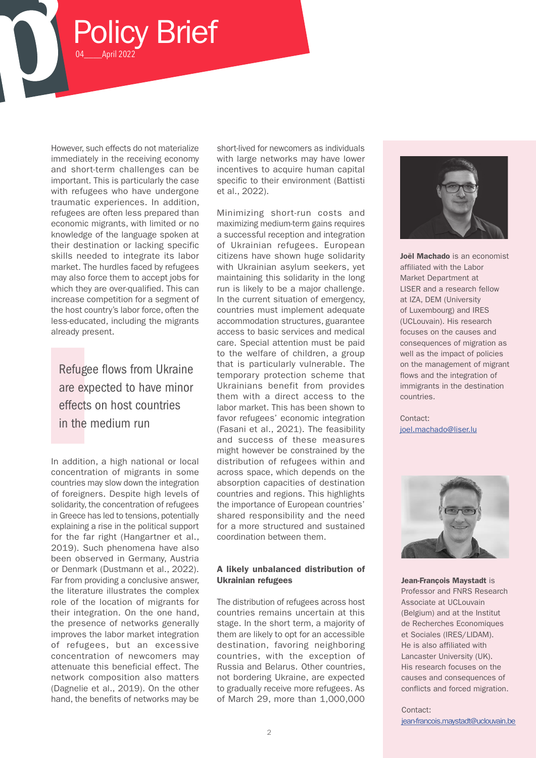However, such effects do not materialize immediately in the receiving economy and short-term challenges can be important. This is particularly the case with refugees who have undergone traumatic experiences. In addition, refugees are often less prepared than economic migrants, with limited or no knowledge of the language spoken at their destination or lacking specific skills needed to integrate its labor market. The hurdles faced by refugees may also force them to accept jobs for which they are over-qualified. This can increase competition for a segment of the host country's labor force, often the less-educated, including the migrants already present.

> Refugee flows from Ukraine are expected to have minor effects on host countries in the medium run

In addition, a high national or local concentration of migrants in some countries may slow down the integration of foreigners. Despite high levels of solidarity, the concentration of refugees in Greece has led to tensions, potentially explaining a rise in the political support for the far right (Hangartner et al., 2019). Such phenomena have also been observed in Germany, Austria or Denmark (Dustmann et al., 2022). Far from providing a conclusive answer, the literature illustrates the complex role of the location of migrants for their integration. On the one hand, the presence of networks generally improves the labor market integration of refugees, but an excessive concentration of newcomers may attenuate this beneficial effect. The network composition also matters (Dagnelie et al., 2019). On the other hand, the benefits of networks may be short-lived for newcomers as individuals with large networks may have lower incentives to acquire human capital specific to their environment (Battisti et al., 2022).

Minimizing short-run costs and maximizing medium-term gains requires a successful reception and integration of Ukrainian refugees. European citizens have shown huge solidarity with Ukrainian asylum seekers, yet maintaining this solidarity in the long run is likely to be a major challenge. In the current situation of emergency, countries must implement adequate accommodation structures, guarantee access to basic services and medical care. Special attention must be paid to the welfare of children, a group that is particularly vulnerable. The temporary protection scheme that Ukrainians benefit from provides them with a direct access to the labor market. This has been shown to favor refugees' economic integration (Fasani et al., 2021). The feasibility and success of these measures might however be constrained by the distribution of refugees within and across space, which depends on the absorption capacities of destination countries and regions. This highlights the importance of European countries' shared responsibility and the need for a more structured and sustained coordination between them.

### A likely unbalanced distribution of Ukrainian refugees

The distribution of refugees across host countries remains uncertain at this stage. In the short term, a majority of them are likely to opt for an accessible destination, favoring neighboring countries, with the exception of Russia and Belarus. Other countries, not bordering Ukraine, are expected to gradually receive more refugees. As of March 29, more than 1,000,000

---

**Joël Machado** is an economist affiliated with the Labor Market Department at LISER and a research fellow at IZA, DEM (University of Luxembourg) and IRES (UCLouvain). His research focuses on the causes and consequences of migration as well as the impact of policies on the management of migrant flows and the integration of immigrants in the destination countries.

Contact:
joel.machado@liser.lu

**Jean-François Maystadt** is Professor and FNRS Research Associate at UCLouvain (Belgium) and at the Institut de Recherches Economiques et Sociales (IRES/LIDAM). He is also affiliated with Lancaster University (UK). His research focuses on the causes and consequences of conflicts and forced migration.

Contact:
jean-francois.maystadt@uclouvain.be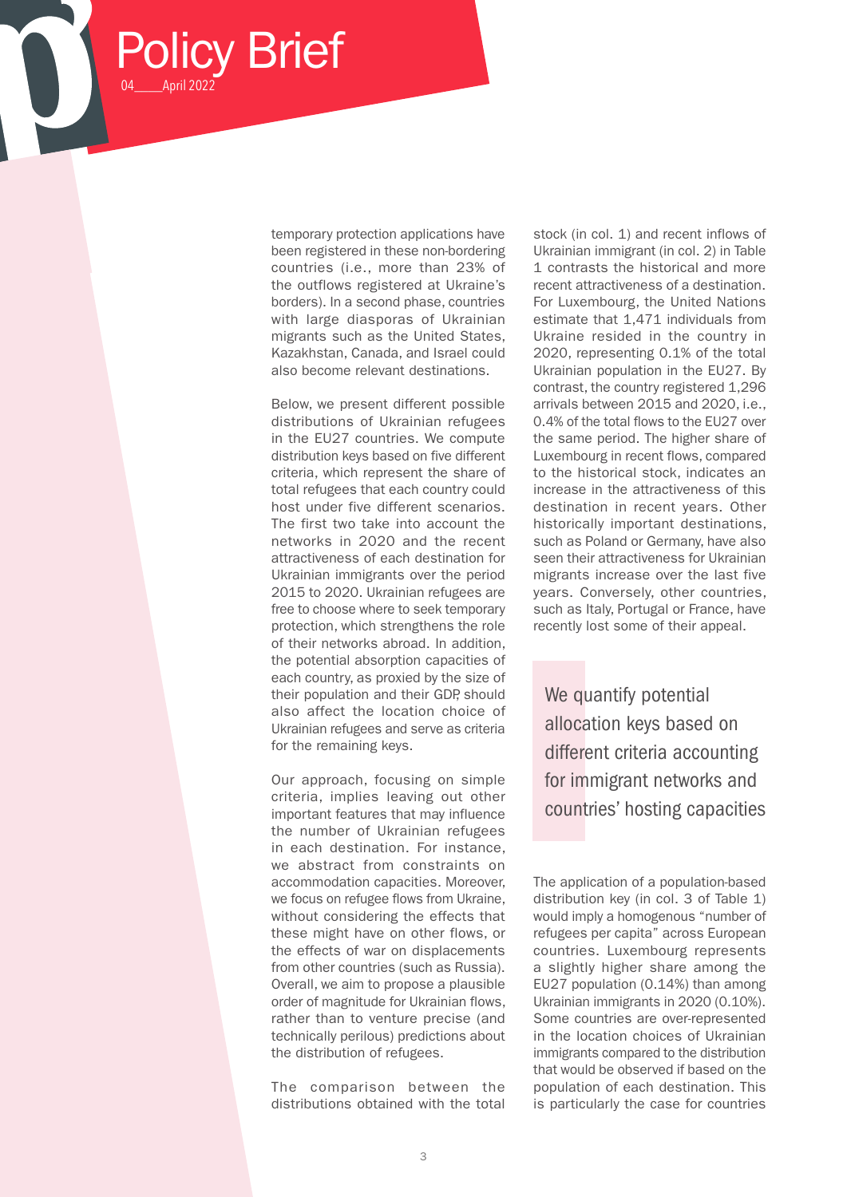temporary protection applications have been registered in these non-bordering countries (i.e., more than 23% of the outflows registered at Ukraine's borders). In a second phase, countries with large diasporas of Ukrainian migrants such as the United States, Kazakhstan, Canada, and Israel could also become relevant destinations.

Below, we present different possible distributions of Ukrainian refugees in the EU27 countries. We compute distribution keys based on five different criteria, which represent the share of total refugees that each country could host under five different scenarios. The first two take into account the networks in 2020 and the recent attractiveness of each destination for Ukrainian immigrants over the period 2015 to 2020. Ukrainian refugees are free to choose where to seek temporary protection, which strengthens the role of their networks abroad. In addition, the potential absorption capacities of each country, as proxied by the size of their population and their GDP, should also affect the location choice of Ukrainian refugees and serve as criteria for the remaining keys.

Our approach, focusing on simple criteria, implies leaving out other important features that may influence the number of Ukrainian refugees in each destination. For instance, we abstract from constraints on accommodation capacities. Moreover, we focus on refugee flows from Ukraine, without considering the effects that these might have on other flows, or the effects of war on displacements from other countries (such as Russia). Overall, we aim to propose a plausible order of magnitude for Ukrainian flows, rather than to venture precise (and technically perilous) predictions about the distribution of refugees.

The comparison between the distributions obtained with the total stock (in col. 1) and recent inflows of Ukrainian immigrant (in col. 2) in Table 1 contrasts the historical and more recent attractiveness of a destination. For Luxembourg, the United Nations estimate that 1,471 individuals from Ukraine resided in the country in 2020, representing 0.1% of the total Ukrainian population in the EU27. By contrast, the country registered 1,296 arrivals between 2015 and 2020, i.e., 0.4% of the total flows to the EU27 over the same period. The higher share of Luxembourg in recent flows, compared to the historical stock, indicates an increase in the attractiveness of this destination in recent years. Other historically important destinations, such as Poland or Germany, have also seen their attractiveness for Ukrainian migrants increase over the last five years. Conversely, other countries, such as Italy, Portugal or France, have recently lost some of their appeal.

> We quantify potential allocation keys based on different criteria accounting for immigrant networks and countries' hosting capacities

The application of a population-based distribution key (in col. 3 of Table 1) would imply a homogenous "number of refugees per capita" across European countries. Luxembourg represents a slightly higher share among the EU27 population (0.14%) than among Ukrainian immigrants in 2020 (0.10%). Some countries are over-represented in the location choices of Ukrainian immigrants compared to the distribution that would be observed if based on the population of each destination. This is particularly the case for countries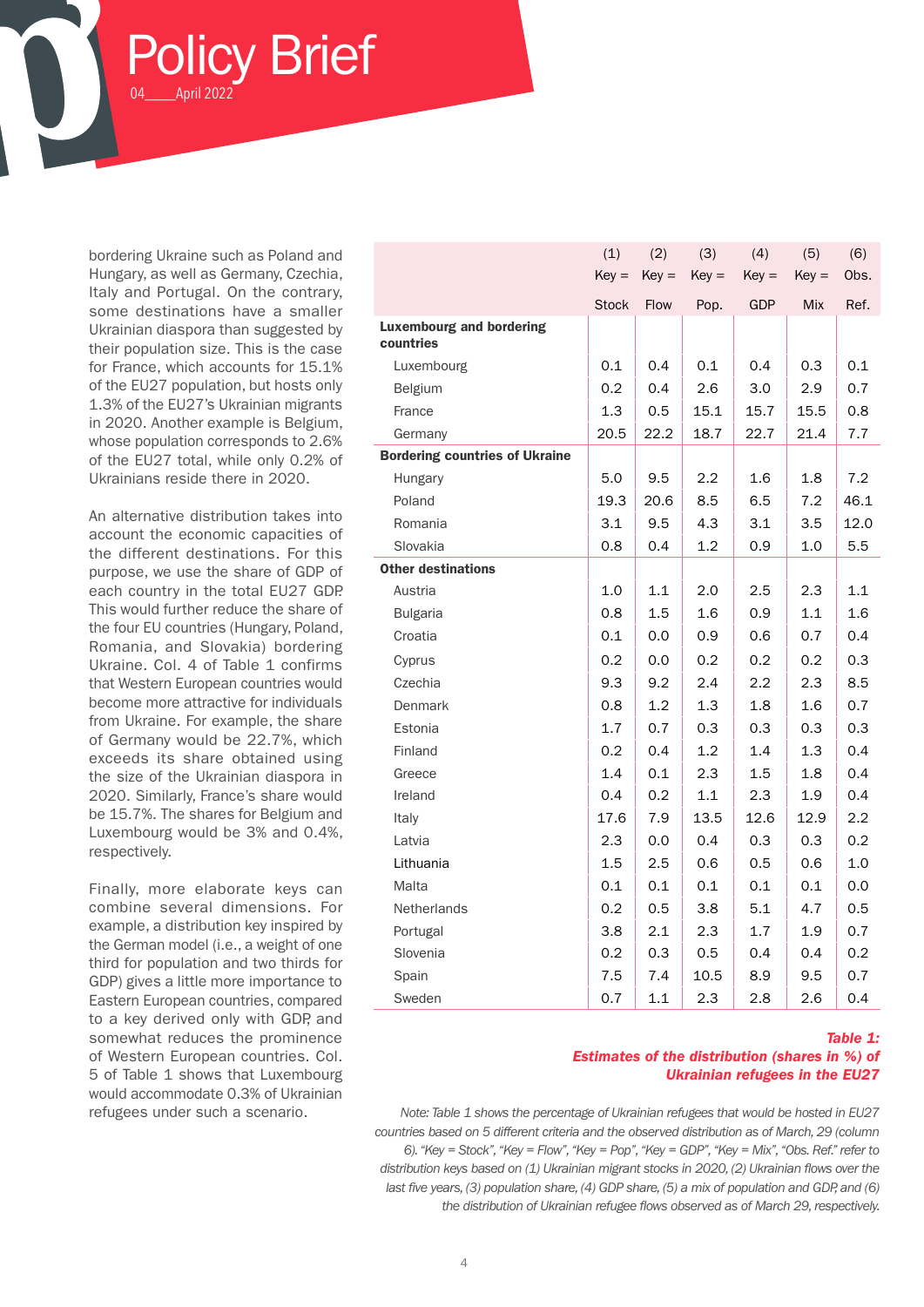bordering Ukraine such as Poland and Hungary, as well as Germany, Czechia, Italy and Portugal. On the contrary, some destinations have a smaller Ukrainian diaspora than suggested by their population size. This is the case for France, which accounts for 15.1% of the EU27 population, but hosts only 1.3% of the EU27's Ukrainian migrants in 2020. Another example is Belgium, whose population corresponds to 2.6% of the EU27 total, while only 0.2% of Ukrainians reside there in 2020.

An alternative distribution takes into account the economic capacities of the different destinations. For this purpose, we use the share of GDP of each country in the total EU27 GDP. This would further reduce the share of the four EU countries (Hungary, Poland, Romania, and Slovakia) bordering Ukraine. Col. 4 of Table 1 confirms that Western European countries would become more attractive for individuals from Ukraine. For example, the share of Germany would be 22.7%, which exceeds its share obtained using the size of the Ukrainian diaspora in 2020. Similarly, France's share would be 15.7%. The shares for Belgium and Luxembourg would be 3% and 0.4%, respectively.

Finally, more elaborate keys can combine several dimensions. For example, a distribution key inspired by the German model (i.e., a weight of one third for population and two thirds for GDP) gives a little more importance to Eastern European countries, compared to a key derived only with GDP, and somewhat reduces the prominence of Western European countries. Col. 5 of Table 1 shows that Luxembourg would accommodate 0.3% of Ukrainian refugees under such a scenario.

| | (1) Key = Stock | (2) Key = Flow | (3) Key = Pop. | (4) Key = GDP | (5) Key = Mix | (6) Obs. Ref. |
|---|---|---|---|---|---|---|
| **Luxembourg and bordering countries** | | | | | | |
| Luxembourg | 0.1 | 0.4 | 0.1 | 0.4 | 0.3 | 0.1 |
| Belgium | 0.2 | 0.4 | 2.6 | 3.0 | 2.9 | 0.7 |
| France | 1.3 | 0.5 | 15.1 | 15.7 | 15.5 | 0.8 |
| Germany | 20.5 | 22.2 | 18.7 | 22.7 | 21.4 | 7.7 |
| **Bordering countries of Ukraine** | | | | | | |
| Hungary | 5.0 | 9.5 | 2.2 | 1.6 | 1.8 | 7.2 |
| Poland | 19.3 | 20.6 | 8.5 | 6.5 | 7.2 | 46.1 |
| Romania | 3.1 | 9.5 | 4.3 | 3.1 | 3.5 | 12.0 |
| Slovakia | 0.8 | 0.4 | 1.2 | 0.9 | 1.0 | 5.5 |
| **Other destinations** | | | | | | |
| Austria | 1.0 | 1.1 | 2.0 | 2.5 | 2.3 | 1.1 |
| Bulgaria | 0.8 | 1.5 | 1.6 | 0.9 | 1.1 | 1.6 |
| Croatia | 0.1 | 0.0 | 0.9 | 0.6 | 0.7 | 0.4 |
| Cyprus | 0.2 | 0.0 | 0.2 | 0.2 | 0.2 | 0.3 |
| Czechia | 9.3 | 9.2 | 2.4 | 2.2 | 2.3 | 8.5 |
| Denmark | 0.8 | 1.2 | 1.3 | 1.8 | 1.6 | 0.7 |
| Estonia | 1.7 | 0.7 | 0.3 | 0.3 | 0.3 | 0.3 |
| Finland | 0.2 | 0.4 | 1.2 | 1.4 | 1.3 | 0.4 |
| Greece | 1.4 | 0.1 | 2.3 | 1.5 | 1.8 | 0.4 |
| Ireland | 0.4 | 0.2 | 1.1 | 2.3 | 1.9 | 0.4 |
| Italy | 17.6 | 7.9 | 13.5 | 12.6 | 12.9 | 2.2 |
| Latvia | 2.3 | 0.0 | 0.4 | 0.3 | 0.3 | 0.2 |
| Lithuania | 1.5 | 2.5 | 0.6 | 0.5 | 0.6 | 1.0 |
| Malta | 0.1 | 0.1 | 0.1 | 0.1 | 0.1 | 0.0 |
| Netherlands | 0.2 | 0.5 | 3.8 | 5.1 | 4.7 | 0.5 |
| Portugal | 3.8 | 2.1 | 2.3 | 1.7 | 1.9 | 0.7 |
| Slovenia | 0.2 | 0.3 | 0.5 | 0.4 | 0.4 | 0.2 |
| Spain | 7.5 | 7.4 | 10.5 | 8.9 | 9.5 | 0.7 |
| Sweden | 0.7 | 1.1 | 2.3 | 2.8 | 2.6 | 0.4 |

***Table 1: Estimates of the distribution (shares in %) of Ukrainian refugees in the EU27***

*Note: Table 1 shows the percentage of Ukrainian refugees that would be hosted in EU27 countries based on 5 different criteria and the observed distribution as of March, 29 (column 6). "Key = Stock", "Key = Flow", "Key = Pop", "Key = GDP", "Key = Mix", "Obs. Ref." refer to distribution keys based on (1) Ukrainian migrant stocks in 2020, (2) Ukrainian flows over the last five years, (3) population share, (4) GDP share, (5) a mix of population and GDP, and (6) the distribution of Ukrainian refugee flows observed as of March 29, respectively.*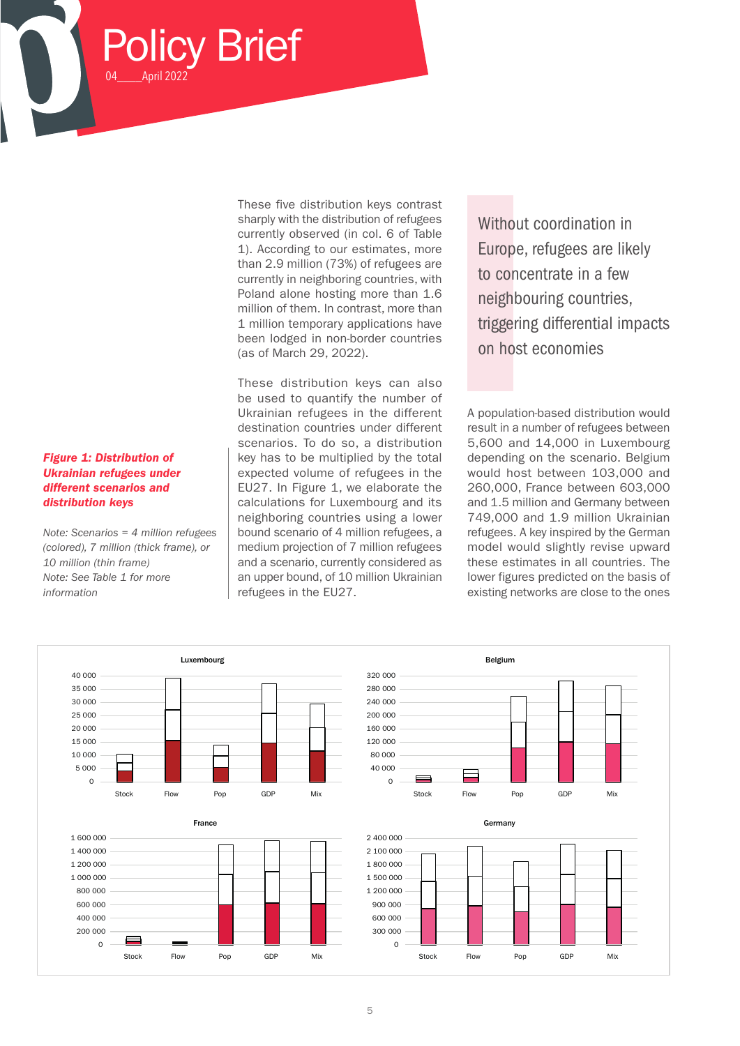These five distribution keys contrast sharply with the distribution of refugees currently observed (in col. 6 of Table 1). According to our estimates, more than 2.9 million (73%) of refugees are currently in neighboring countries, with Poland alone hosting more than 1.6 million of them. In contrast, more than 1 million temporary applications have been lodged in non-border countries (as of March 29, 2022).

These distribution keys can also be used to quantify the number of Ukrainian refugees in the different destination countries under different scenarios. To do so, a distribution key has to be multiplied by the total expected volume of refugees in the EU27. In Figure 1, we elaborate the calculations for Luxembourg and its neighboring countries using a lower bound scenario of 4 million refugees, a medium projection of 7 million refugees and a scenario, currently considered as an upper bound, of 10 million Ukrainian refugees in the EU27.

> Without coordination in Europe, refugees are likely to concentrate in a few neighbouring countries, triggering differential impacts on host economies

A population-based distribution would result in a number of refugees between 5,600 and 14,000 in Luxembourg depending on the scenario. Belgium would host between 103,000 and 260,000, France between 603,000 and 1.5 million and Germany between 749,000 and 1.9 million Ukrainian refugees. A key inspired by the German model would slightly revise upward these estimates in all countries. The lower figures predicted on the basis of existing networks are close to the ones

***Figure 1: Distribution of Ukrainian refugees under different scenarios and distribution keys***

*Note: Scenarios = 4 million refugees (colored), 7 million (thick frame), or 10 million (thin frame)*
*Note: See Table 1 for more information*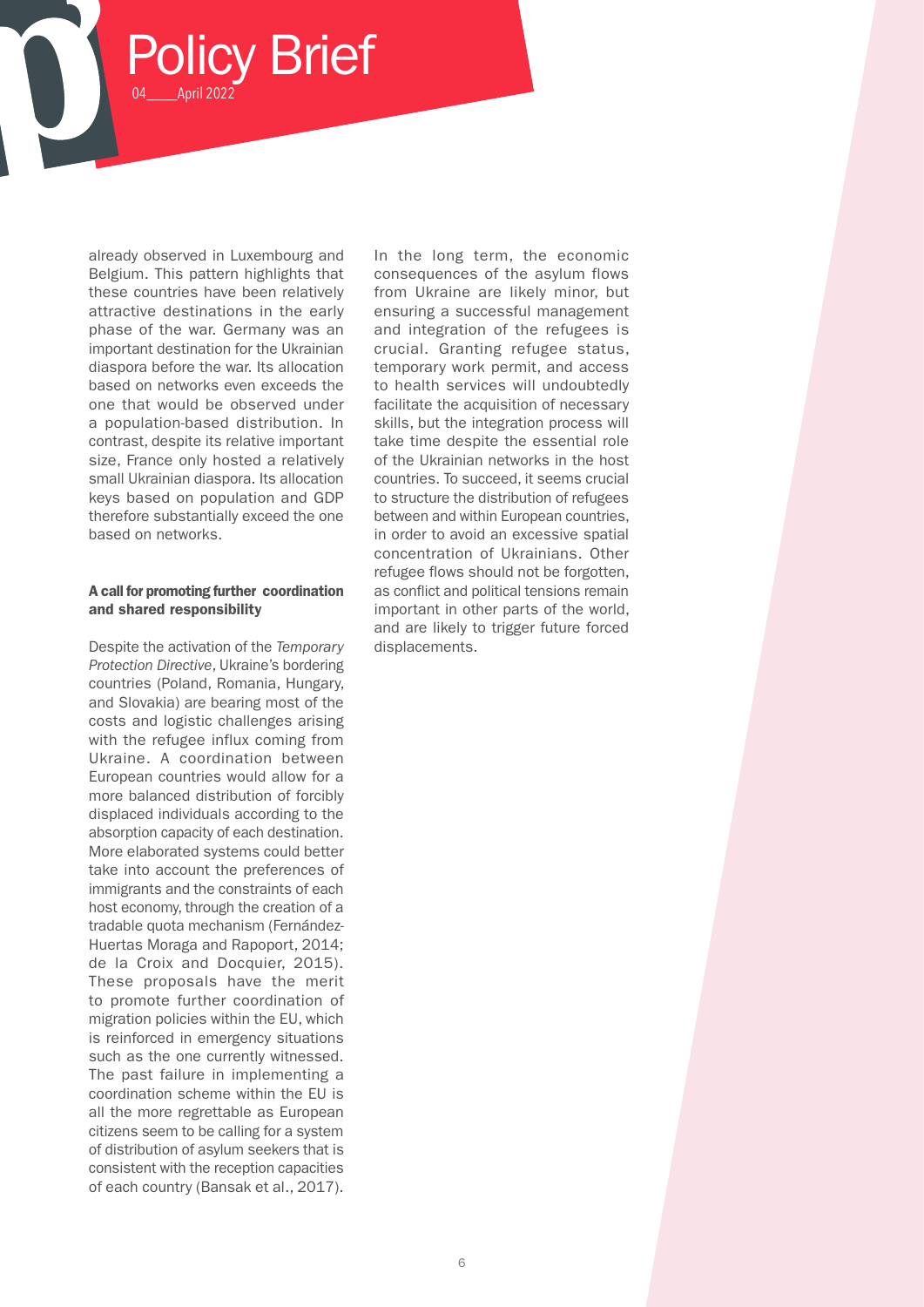already observed in Luxembourg and Belgium. This pattern highlights that these countries have been relatively attractive destinations in the early phase of the war. Germany was an important destination for the Ukrainian diaspora before the war. Its allocation based on networks even exceeds the one that would be observed under a population-based distribution. In contrast, despite its relative important size, France only hosted a relatively small Ukrainian diaspora. Its allocation keys based on population and GDP therefore substantially exceed the one based on networks.

#### A call for promoting further coordination and shared responsibility

Despite the activation of the *Temporary Protection Directive*, Ukraine's bordering countries (Poland, Romania, Hungary, and Slovakia) are bearing most of the costs and logistic challenges arising with the refugee influx coming from Ukraine. A coordination between European countries would allow for a more balanced distribution of forcibly displaced individuals according to the absorption capacity of each destination. More elaborated systems could better take into account the preferences of immigrants and the constraints of each host economy, through the creation of a tradable quota mechanism (Fernández-Huertas Moraga and Rapoport, 2014; de la Croix and Docquier, 2015). These proposals have the merit to promote further coordination of migration policies within the EU, which is reinforced in emergency situations such as the one currently witnessed. The past failure in implementing a coordination scheme within the EU is all the more regrettable as European citizens seem to be calling for a system of distribution of asylum seekers that is consistent with the reception capacities of each country (Bansak et al., 2017).

In the long term, the economic consequences of the asylum flows from Ukraine are likely minor, but ensuring a successful management and integration of the refugees is crucial. Granting refugee status, temporary work permit, and access to health services will undoubtedly facilitate the acquisition of necessary skills, but the integration process will take time despite the essential role of the Ukrainian networks in the host countries. To succeed, it seems crucial to structure the distribution of refugees between and within European countries, in order to avoid an excessive spatial concentration of Ukrainians. Other refugee flows should not be forgotten, as conflict and political tensions remain important in other parts of the world, and are likely to trigger future forced displacements.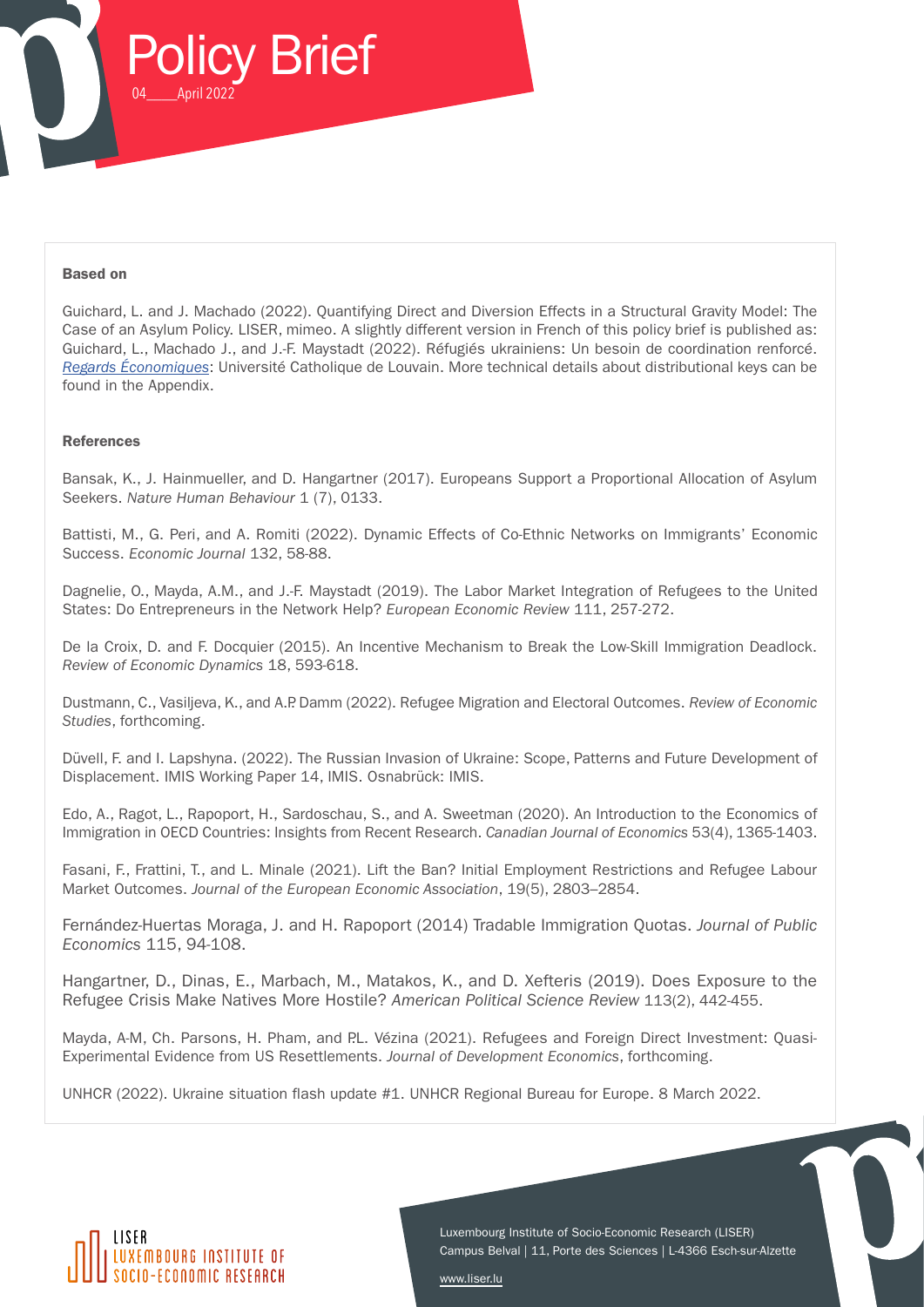#### Based on

Guichard, L. and J. Machado (2022). Quantifying Direct and Diversion Effects in a Structural Gravity Model: The Case of an Asylum Policy. LISER, mimeo. A slightly different version in French of this policy brief is published as: Guichard, L., Machado J., and J.-F. Maystadt (2022). Réfugiés ukrainiens: Un besoin de coordination renforcé. *Regards Économiques*: Université Catholique de Louvain. More technical details about distributional keys can be found in the Appendix.

#### References

Bansak, K., J. Hainmueller, and D. Hangartner (2017). Europeans Support a Proportional Allocation of Asylum Seekers. *Nature Human Behaviour* 1 (7), 0133.

Battisti, M., G. Peri, and A. Romiti (2022). Dynamic Effects of Co-Ethnic Networks on Immigrants' Economic Success. *Economic Journal* 132, 58-88.

Dagnelie, O., Mayda, A.M., and J.-F. Maystadt (2019). The Labor Market Integration of Refugees to the United States: Do Entrepreneurs in the Network Help? *European Economic Review* 111, 257-272.

De la Croix, D. and F. Docquier (2015). An Incentive Mechanism to Break the Low-Skill Immigration Deadlock. *Review of Economic Dynamics* 18, 593-618.

Dustmann, C., Vasiljeva, K., and A.P. Damm (2022). Refugee Migration and Electoral Outcomes. *Review of Economic Studies*, forthcoming.

Düvell, F. and I. Lapshyna. (2022). The Russian Invasion of Ukraine: Scope, Patterns and Future Development of Displacement. IMIS Working Paper 14, IMIS. Osnabrück: IMIS.

Edo, A., Ragot, L., Rapoport, H., Sardoschau, S., and A. Sweetman (2020). An Introduction to the Economics of Immigration in OECD Countries: Insights from Recent Research. *Canadian Journal of Economics* 53(4), 1365-1403.

Fasani, F., Frattini, T., and L. Minale (2021). Lift the Ban? Initial Employment Restrictions and Refugee Labour Market Outcomes. *Journal of the European Economic Association*, 19(5), 2803–2854.

Fernández-Huertas Moraga, J. and H. Rapoport (2014) Tradable Immigration Quotas. *Journal of Public Economics* 115, 94-108.

Hangartner, D., Dinas, E., Marbach, M., Matakos, K., and D. Xefteris (2019). Does Exposure to the Refugee Crisis Make Natives More Hostile? *American Political Science Review* 113(2), 442-455.

Mayda, A-M, Ch. Parsons, H. Pham, and P.L. Vézina (2021). Refugees and Foreign Direct Investment: Quasi-Experimental Evidence from US Resettlements. *Journal of Development Economics*, forthcoming.

UNHCR (2022). Ukraine situation flash update #1. UNHCR Regional Bureau for Europe. 8 March 2022.

Luxembourg Institute of Socio-Economic Research (LISER)
Campus Belval | 11, Porte des Sciences | L-4366 Esch-sur-Alzette

www.liser.lu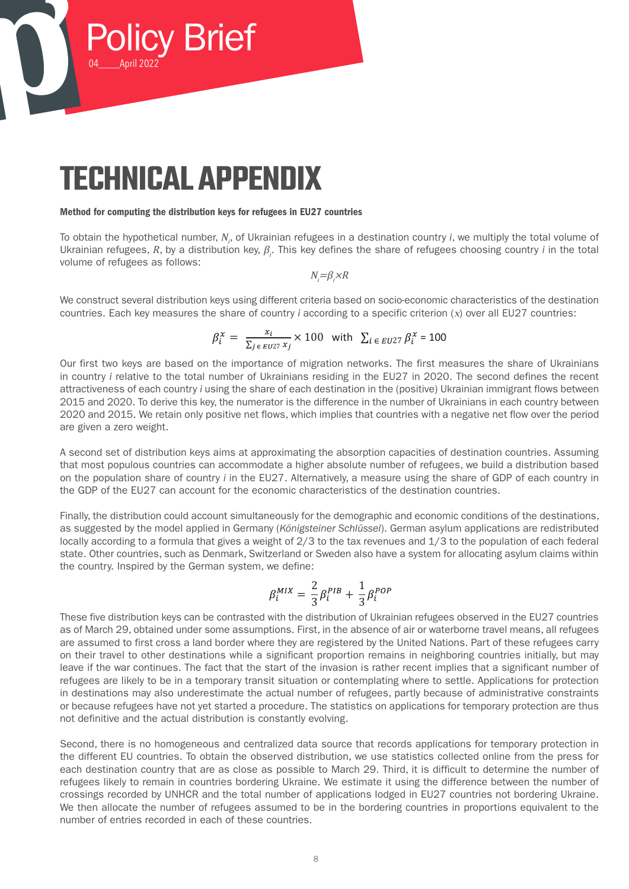# TECHNICAL APPENDIX

**Method for computing the distribution keys for refugees in EU27 countries**

To obtain the hypothetical number, $N_i$, of Ukrainian refugees in a destination country *i*, we multiply the total volume of Ukrainian refugees, $R$, by a distribution key, $\beta_i$. This key defines the share of refugees choosing country *i* in the total volume of refugees as follows:

$$N_i = \beta_i \times R$$

We construct several distribution keys using different criteria based on socio-economic characteristics of the destination countries. Each key measures the share of country *i* according to a specific criterion ($x$) over all EU27 countries:

$$\beta_i^x = \frac{x_i}{\sum_{j \in EU27} x_j} \times 100 \quad \text{with} \quad \sum_{i \in EU27} \beta_i^x = 100$$

Our first two keys are based on the importance of migration networks. The first measures the share of Ukrainians in country *i* relative to the total number of Ukrainians residing in the EU27 in 2020. The second defines the recent attractiveness of each country *i* using the share of each destination in the (positive) Ukrainian immigrant flows between 2015 and 2020. To derive this key, the numerator is the difference in the number of Ukrainians in each country between 2020 and 2015. We retain only positive net flows, which implies that countries with a negative net flow over the period are given a zero weight.

A second set of distribution keys aims at approximating the absorption capacities of destination countries. Assuming that most populous countries can accommodate a higher absolute number of refugees, we build a distribution based on the population share of country *i* in the EU27. Alternatively, a measure using the share of GDP of each country in the GDP of the EU27 can account for the economic characteristics of the destination countries.

Finally, the distribution could account simultaneously for the demographic and economic conditions of the destinations, as suggested by the model applied in Germany (*Königsteiner Schlüssel*). German asylum applications are redistributed locally according to a formula that gives a weight of 2/3 to the tax revenues and 1/3 to the population of each federal state. Other countries, such as Denmark, Switzerland or Sweden also have a system for allocating asylum claims within the country. Inspired by the German system, we define:

$$\beta_i^{MIX} = \frac{2}{3}\beta_i^{PIB} + \frac{1}{3}\beta_i^{POP}$$

These five distribution keys can be contrasted with the distribution of Ukrainian refugees observed in the EU27 countries as of March 29, obtained under some assumptions. First, in the absence of air or waterborne travel means, all refugees are assumed to first cross a land border where they are registered by the United Nations. Part of these refugees carry on their travel to other destinations while a significant proportion remains in neighboring countries initially, but may leave if the war continues. The fact that the start of the invasion is rather recent implies that a significant number of refugees are likely to be in a temporary transit situation or contemplating where to settle. Applications for protection in destinations may also underestimate the actual number of refugees, partly because of administrative constraints or because refugees have not yet started a procedure. The statistics on applications for temporary protection are thus not definitive and the actual distribution is constantly evolving.

Second, there is no homogeneous and centralized data source that records applications for temporary protection in the different EU countries. To obtain the observed distribution, we use statistics collected online from the press for each destination country that are as close as possible to March 29. Third, it is difficult to determine the number of refugees likely to remain in countries bordering Ukraine. We estimate it using the difference between the number of crossings recorded by UNHCR and the total number of applications lodged in EU27 countries not bordering Ukraine. We then allocate the number of refugees assumed to be in the bordering countries in proportions equivalent to the number of entries recorded in each of these countries.